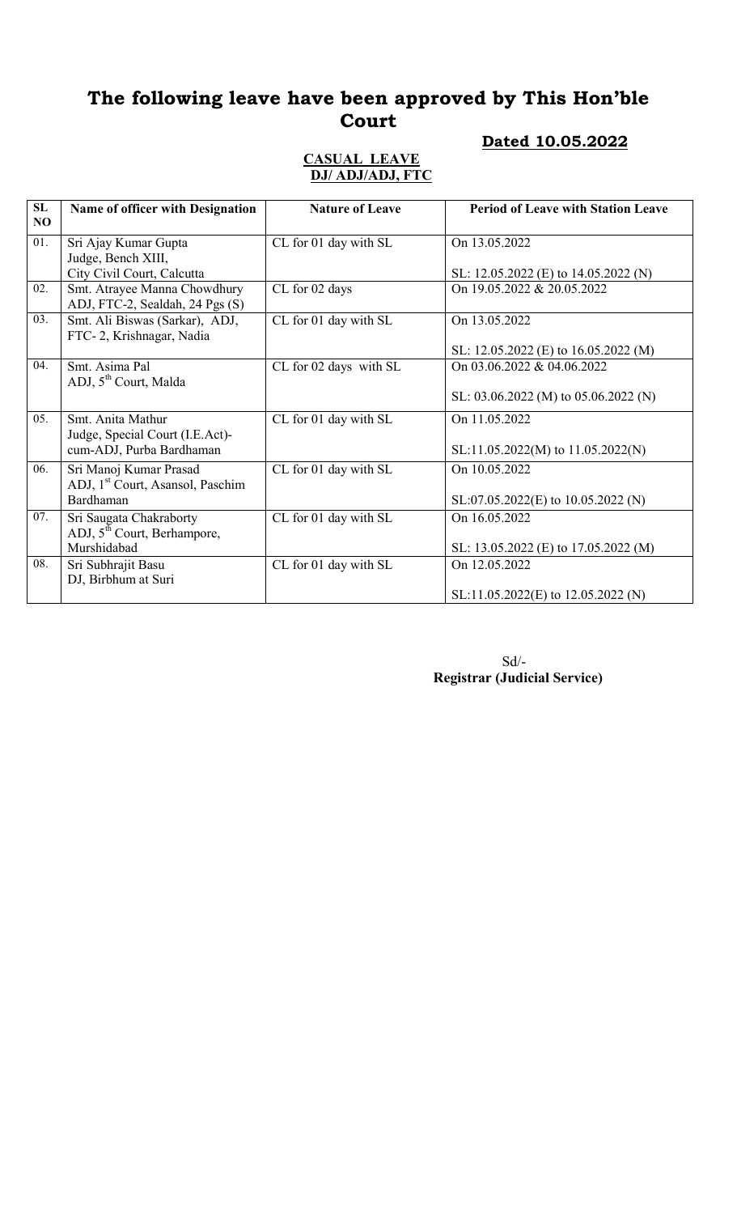# The following leave have been approved by This Hon'ble Court

**Dated 10.05.2022**

**CASUAL LEAVE**
**DJ/ ADJ/ADJ, FTC**

| SL NO | Name of officer with Designation | Nature of Leave | Period of Leave with Station Leave |
|---|---|---|---|
| 01. | Sri Ajay Kumar Gupta<br>Judge, Bench XIII,<br>City Civil Court, Calcutta | CL for 01 day with SL | On 13.05.2022<br><br>SL: 12.05.2022 (E) to 14.05.2022 (N) |
| 02. | Smt. Atrayee Manna Chowdhury<br>ADJ, FTC-2, Sealdah, 24 Pgs (S) | CL for 02 days | On 19.05.2022 & 20.05.2022 |
| 03. | Smt. Ali Biswas (Sarkar), ADJ,<br>FTC- 2, Krishnagar, Nadia | CL for 01 day with SL | On 13.05.2022<br><br>SL: 12.05.2022 (E) to 16.05.2022 (M) |
| 04. | Smt. Asima Pal<br>ADJ, 5th Court, Malda | CL for 02 days with SL | On 03.06.2022 & 04.06.2022<br><br>SL: 03.06.2022 (M) to 05.06.2022 (N) |
| 05. | Smt. Anita Mathur<br>Judge, Special Court (I.E.Act)-<br>cum-ADJ, Purba Bardhaman | CL for 01 day with SL | On 11.05.2022<br><br>SL:11.05.2022(M) to 11.05.2022(N) |
| 06. | Sri Manoj Kumar Prasad<br>ADJ, 1st Court, Asansol, Paschim<br>Bardhaman | CL for 01 day with SL | On 10.05.2022<br><br>SL:07.05.2022(E) to 10.05.2022 (N) |
| 07. | Sri Saugata Chakraborty<br>ADJ, 5th Court, Berhampore,<br>Murshidabad | CL for 01 day with SL | On 16.05.2022<br><br>SL: 13.05.2022 (E) to 17.05.2022 (M) |
| 08. | Sri Subhrajit Basu<br>DJ, Birbhum at Suri | CL for 01 day with SL | On 12.05.2022<br><br>SL:11.05.2022(E) to 12.05.2022 (N) |

Sd/-
**Registrar (Judicial Service)**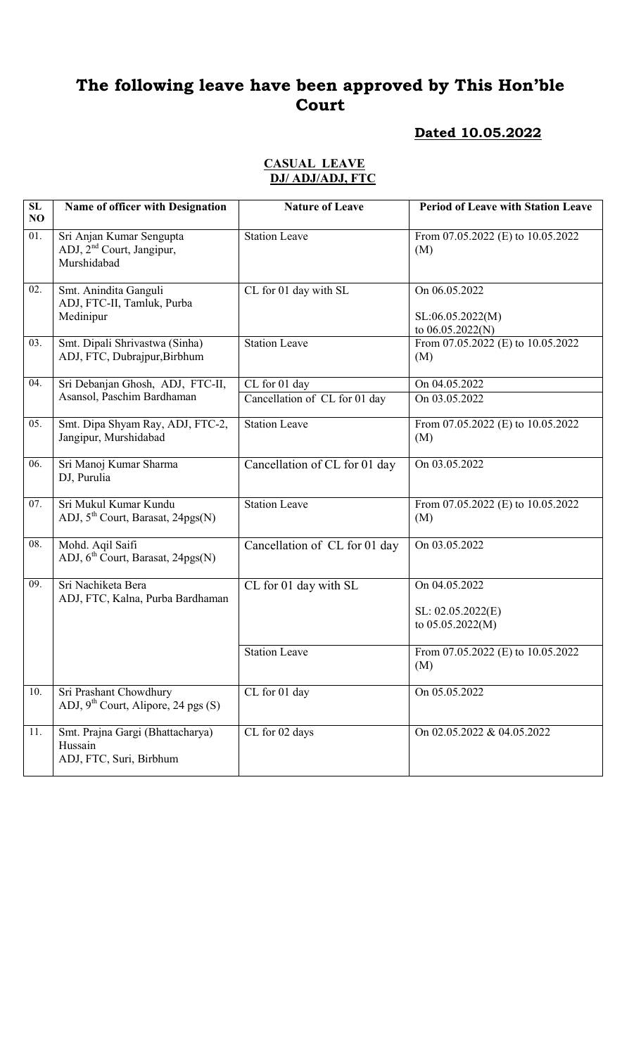# The following leave have been approved by This Hon'ble Court

**Dated 10.05.2022**

**CASUAL LEAVE**
**DJ/ ADJ/ADJ, FTC**

| SL NO | Name of officer with Designation | Nature of Leave | Period of Leave with Station Leave |
|---|---|---|---|
| 01. | Sri Anjan Kumar Sengupta<br>ADJ, 2nd Court, Jangipur, Murshidabad | Station Leave | From 07.05.2022 (E) to 10.05.2022 (M) |
| 02. | Smt. Anindita Ganguli<br>ADJ, FTC-II, Tamluk, Purba Medinipur | CL for 01 day with SL | On 06.05.2022<br>SL:06.05.2022(M) to 06.05.2022(N) |
| 03. | Smt. Dipali Shrivastwa (Sinha)<br>ADJ, FTC, Dubrajpur,Birbhum | Station Leave | From 07.05.2022 (E) to 10.05.2022 (M) |
| 04. | Sri Debanjan Ghosh, ADJ, FTC-II, Asansol, Paschim Bardhaman | CL for 01 day | On 04.05.2022 |
| | | Cancellation of CL for 01 day | On 03.05.2022 |
| 05. | Smt. Dipa Shyam Ray, ADJ, FTC-2, Jangipur, Murshidabad | Station Leave | From 07.05.2022 (E) to 10.05.2022 (M) |
| 06. | Sri Manoj Kumar Sharma<br>DJ, Purulia | Cancellation of CL for 01 day | On 03.05.2022 |
| 07. | Sri Mukul Kumar Kundu<br>ADJ, 5th Court, Barasat, 24pgs(N) | Station Leave | From 07.05.2022 (E) to 10.05.2022 (M) |
| 08. | Mohd. Aqil Saifi<br>ADJ, 6th Court, Barasat, 24pgs(N) | Cancellation of CL for 01 day | On 03.05.2022 |
| 09. | Sri Nachiketa Bera<br>ADJ, FTC, Kalna, Purba Bardhaman | CL for 01 day with SL | On 04.05.2022<br>SL: 02.05.2022(E) to 05.05.2022(M) |
| | | Station Leave | From 07.05.2022 (E) to 10.05.2022 (M) |
| 10. | Sri Prashant Chowdhury<br>ADJ, 9th Court, Alipore, 24 pgs (S) | CL for 01 day | On 05.05.2022 |
| 11. | Smt. Prajna Gargi (Bhattacharya) Hussain<br>ADJ, FTC, Suri, Birbhum | CL for 02 days | On 02.05.2022 & 04.05.2022 |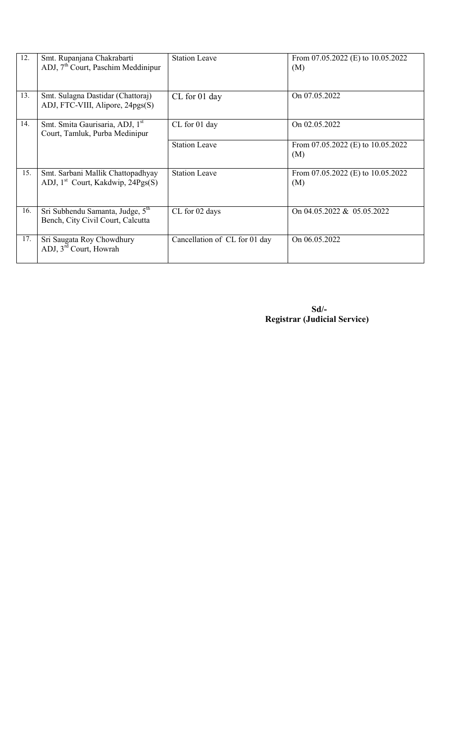| 12. | Smt. Rupanjana Chakrabarti ADJ, 7th Court, Paschim Meddinipur | Station Leave | From 07.05.2022 (E) to 10.05.2022 (M) |
|---|---|---|---|
| 13. | Smt. Sulagna Dastidar (Chattoraj) ADJ, FTC-VIII, Alipore, 24pgs(S) | CL for 01 day | On 07.05.2022 |
| 14. | Smt. Smita Gaurisaria, ADJ, 1st Court, Tamluk, Purba Medinipur | CL for 01 day | On 02.05.2022 |
| | | Station Leave | From 07.05.2022 (E) to 10.05.2022 (M) |
| 15. | Smt. Sarbani Mallik Chattopadhyay ADJ, 1st Court, Kakdwip, 24Pgs(S) | Station Leave | From 07.05.2022 (E) to 10.05.2022 (M) |
| 16. | Sri Subhendu Samanta, Judge, 5th Bench, City Civil Court, Calcutta | CL for 02 days | On 04.05.2022 & 05.05.2022 |
| 17. | Sri Saugata Roy Chowdhury ADJ, 3rd Court, Howrah | Cancellation of CL for 01 day | On 06.05.2022 |

**Sd/-**
**Registrar (Judicial Service)**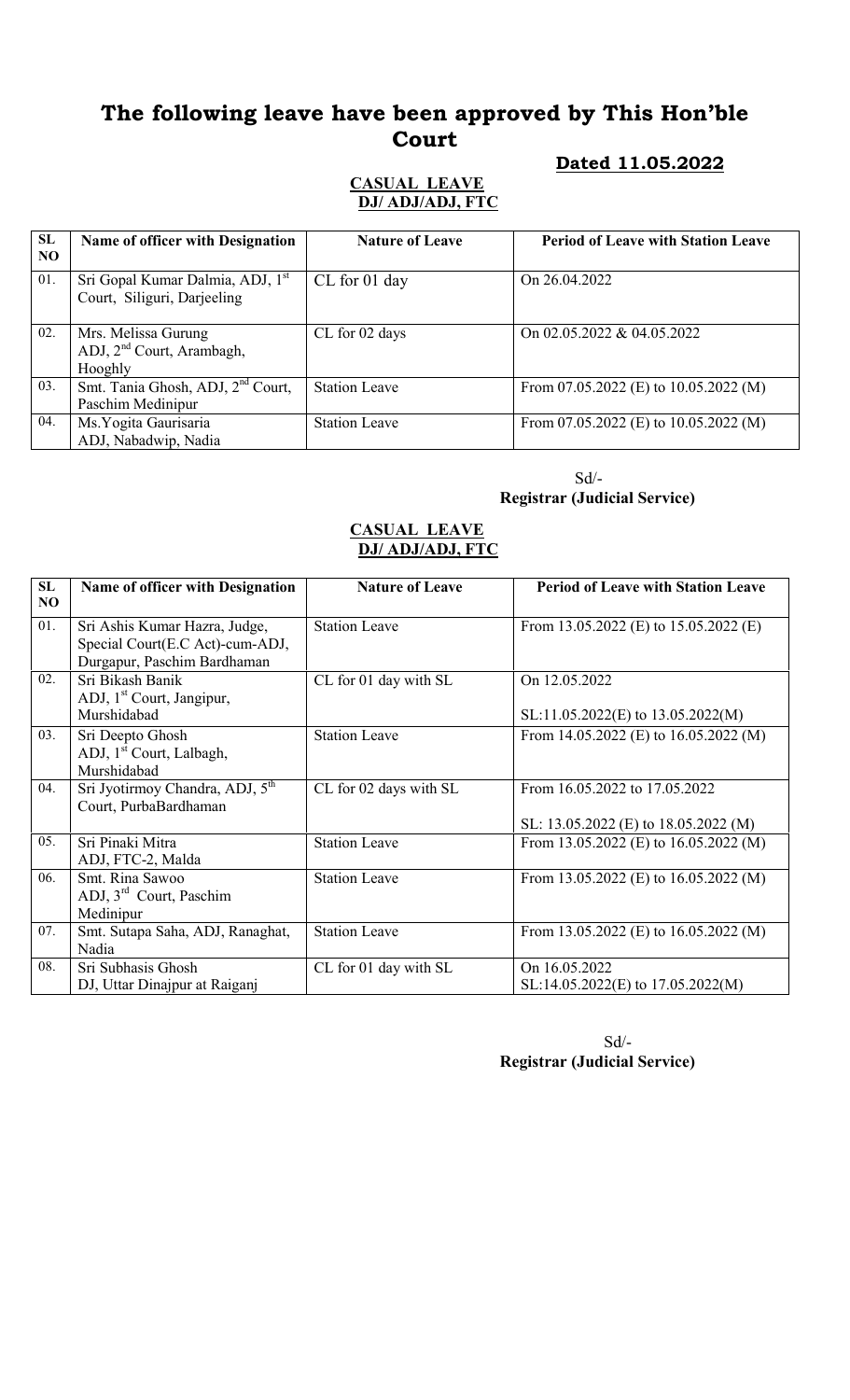# The following leave have been approved by This Hon'ble Court

**Dated 11.05.2022**

**CASUAL LEAVE**
**DJ/ ADJ/ADJ, FTC**

| SL NO | Name of officer with Designation | Nature of Leave | Period of Leave with Station Leave |
|---|---|---|---|
| 01. | Sri Gopal Kumar Dalmia, ADJ, 1st Court, Siliguri, Darjeeling | CL for 01 day | On 26.04.2022 |
| 02. | Mrs. Melissa Gurung ADJ, 2nd Court, Arambagh, Hooghly | CL for 02 days | On 02.05.2022 & 04.05.2022 |
| 03. | Smt. Tania Ghosh, ADJ, 2nd Court, Paschim Medinipur | Station Leave | From 07.05.2022 (E) to 10.05.2022 (M) |
| 04. | Ms.Yogita Gaurisaria ADJ, Nabadwip, Nadia | Station Leave | From 07.05.2022 (E) to 10.05.2022 (M) |

Sd/-
**Registrar (Judicial Service)**

**CASUAL LEAVE**
**DJ/ ADJ/ADJ, FTC**

| SL NO | Name of officer with Designation | Nature of Leave | Period of Leave with Station Leave |
|---|---|---|---|
| 01. | Sri Ashis Kumar Hazra, Judge, Special Court(E.C Act)-cum-ADJ, Durgapur, Paschim Bardhaman | Station Leave | From 13.05.2022 (E) to 15.05.2022 (E) |
| 02. | Sri Bikash Banik ADJ, 1st Court, Jangipur, Murshidabad | CL for 01 day with SL | On 12.05.2022 SL:11.05.2022(E) to 13.05.2022(M) |
| 03. | Sri Deepto Ghosh ADJ, 1st Court, Lalbagh, Murshidabad | Station Leave | From 14.05.2022 (E) to 16.05.2022 (M) |
| 04. | Sri Jyotirmoy Chandra, ADJ, 5th Court, PurbaBardhaman | CL for 02 days with SL | From 16.05.2022 to 17.05.2022 SL: 13.05.2022 (E) to 18.05.2022 (M) |
| 05. | Sri Pinaki Mitra ADJ, FTC-2, Malda | Station Leave | From 13.05.2022 (E) to 16.05.2022 (M) |
| 06. | Smt. Rina Sawoo ADJ, 3rd Court, Paschim Medinipur | Station Leave | From 13.05.2022 (E) to 16.05.2022 (M) |
| 07. | Smt. Sutapa Saha, ADJ, Ranaghat, Nadia | Station Leave | From 13.05.2022 (E) to 16.05.2022 (M) |
| 08. | Sri Subhasis Ghosh DJ, Uttar Dinajpur at Raiganj | CL for 01 day with SL | On 16.05.2022 SL:14.05.2022(E) to 17.05.2022(M) |

Sd/-
**Registrar (Judicial Service)**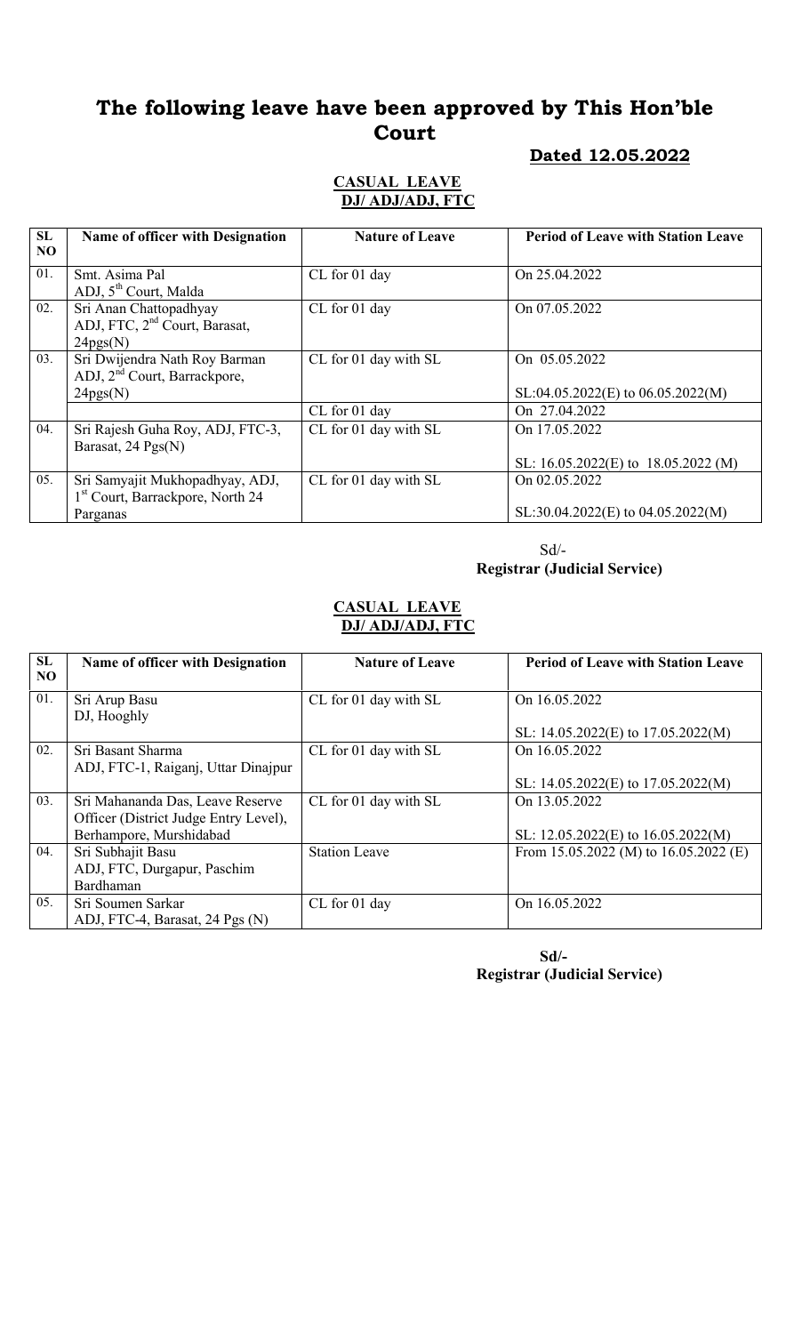# The following leave have been approved by This Hon'ble Court

**Dated 12.05.2022**

**CASUAL LEAVE**
**DJ/ ADJ/ADJ, FTC**

| SL NO | Name of officer with Designation | Nature of Leave | Period of Leave with Station Leave |
|---|---|---|---|
| 01. | Smt. Asima Pal<br>ADJ, 5th Court, Malda | CL for 01 day | On 25.04.2022 |
| 02. | Sri Anan Chattopadhyay<br>ADJ, FTC, 2nd Court, Barasat, 24pgs(N) | CL for 01 day | On 07.05.2022 |
| 03. | Sri Dwijendra Nath Roy Barman<br>ADJ, 2nd Court, Barrackpore, 24pgs(N) | CL for 01 day with SL | On 05.05.2022<br><br>SL:04.05.2022(E) to 06.05.2022(M) |
| | | CL for 01 day | On 27.04.2022 |
| 04. | Sri Rajesh Guha Roy, ADJ, FTC-3, Barasat, 24 Pgs(N) | CL for 01 day with SL | On 17.05.2022<br><br>SL: 16.05.2022(E) to 18.05.2022 (M) |
| 05. | Sri Samyajit Mukhopadhyay, ADJ, 1st Court, Barrackpore, North 24 Parganas | CL for 01 day with SL | On 02.05.2022<br><br>SL:30.04.2022(E) to 04.05.2022(M) |

Sd/-
**Registrar (Judicial Service)**

**CASUAL LEAVE**
**DJ/ ADJ/ADJ, FTC**

| SL NO | Name of officer with Designation | Nature of Leave | Period of Leave with Station Leave |
|---|---|---|---|
| 01. | Sri Arup Basu<br>DJ, Hooghly | CL for 01 day with SL | On 16.05.2022<br><br>SL: 14.05.2022(E) to 17.05.2022(M) |
| 02. | Sri Basant Sharma<br>ADJ, FTC-1, Raiganj, Uttar Dinajpur | CL for 01 day with SL | On 16.05.2022<br><br>SL: 14.05.2022(E) to 17.05.2022(M) |
| 03. | Sri Mahananda Das, Leave Reserve Officer (District Judge Entry Level), Berhampore, Murshidabad | CL for 01 day with SL | On 13.05.2022<br><br>SL: 12.05.2022(E) to 16.05.2022(M) |
| 04. | Sri Subhajit Basu<br>ADJ, FTC, Durgapur, Paschim Bardhaman | Station Leave | From 15.05.2022 (M) to 16.05.2022 (E) |
| 05. | Sri Soumen Sarkar<br>ADJ, FTC-4, Barasat, 24 Pgs (N) | CL for 01 day | On 16.05.2022 |

**Sd/-**
**Registrar (Judicial Service)**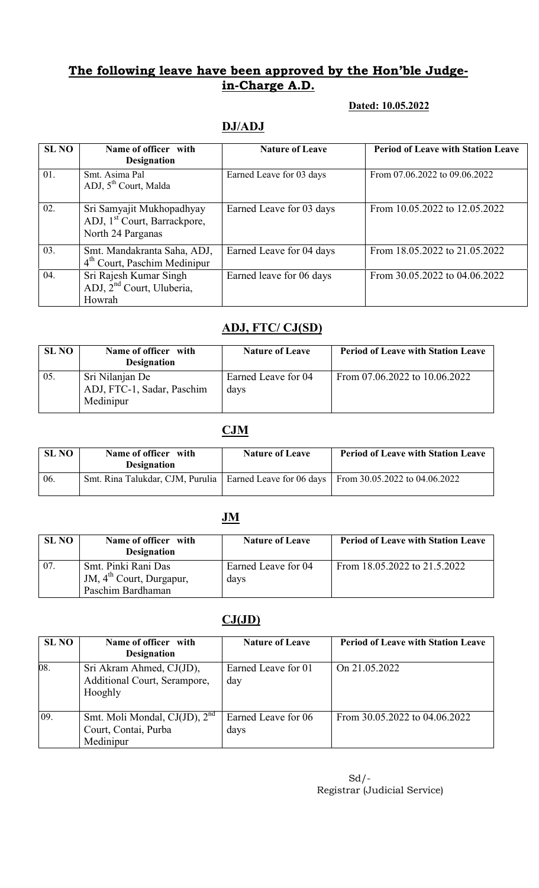## The following leave have been approved by the Hon'ble Judge-in-Charge A.D.

**Dated: 10.05.2022**

### DJ/ADJ

| SL NO | Name of officer with Designation | Nature of Leave | Period of Leave with Station Leave |
|---|---|---|---|
| 01. | Smt. Asima Pal ADJ, 5th Court, Malda | Earned Leave for 03 days | From 07.06.2022 to 09.06.2022 |
| 02. | Sri Samyajit Mukhopadhyay ADJ, 1st Court, Barrackpore, North 24 Parganas | Earned Leave for 03 days | From 10.05.2022 to 12.05.2022 |
| 03. | Smt. Mandakranta Saha, ADJ, 4th Court, Paschim Medinipur | Earned Leave for 04 days | From 18.05.2022 to 21.05.2022 |
| 04. | Sri Rajesh Kumar Singh ADJ, 2nd Court, Uluberia, Howrah | Earned leave for 06 days | From 30.05.2022 to 04.06.2022 |

### ADJ, FTC/ CJ(SD)

| SL NO | Name of officer with Designation | Nature of Leave | Period of Leave with Station Leave |
|---|---|---|---|
| 05. | Sri Nilanjan De ADJ, FTC-1, Sadar, Paschim Medinipur | Earned Leave for 04 days | From 07.06.2022 to 10.06.2022 |

### CJM

| SL NO | Name of officer with Designation | Nature of Leave | Period of Leave with Station Leave |
|---|---|---|---|
| 06. | Smt. Rina Talukdar, CJM, Purulia | Earned Leave for 06 days | From 30.05.2022 to 04.06.2022 |

### JM

| SL NO | Name of officer with Designation | Nature of Leave | Period of Leave with Station Leave |
|---|---|---|---|
| 07. | Smt. Pinki Rani Das JM, 4th Court, Durgapur, Paschim Bardhaman | Earned Leave for 04 days | From 18.05.2022 to 21.5.2022 |

### CJ(JD)

| SL NO | Name of officer with Designation | Nature of Leave | Period of Leave with Station Leave |
|---|---|---|---|
| 08. | Sri Akram Ahmed, CJ(JD), Additional Court, Serampore, Hooghly | Earned Leave for 01 day | On 21.05.2022 |
| 09. | Smt. Moli Mondal, CJ(JD), 2nd Court, Contai, Purba Medinipur | Earned Leave for 06 days | From 30.05.2022 to 04.06.2022 |

Sd/-
Registrar (Judicial Service)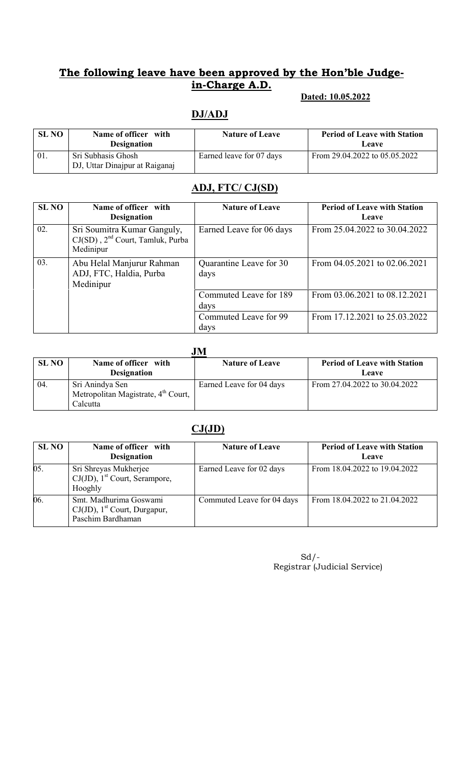## **The following leave have been approved by the Hon'ble Judge-in-Charge A.D.**

**Dated: 10.05.2022**

### **DJ/ADJ**

| SL NO | Name of officer with Designation | Nature of Leave | Period of Leave with Station Leave |
|---|---|---|---|
| 01. | Sri Subhasis Ghosh<br>DJ, Uttar Dinajpur at Raiganj | Earned leave for 07 days | From 29.04.2022 to 05.05.2022 |

### **ADJ, FTC/ CJ(SD)**

| SL NO | Name of officer with Designation | Nature of Leave | Period of Leave with Station Leave |
|---|---|---|---|
| 02. | Sri Soumitra Kumar Ganguly, CJ(SD) , 2nd Court, Tamluk, Purba Medinipur | Earned Leave for 06 days | From 25.04.2022 to 30.04.2022 |
| 03. | Abu Helal Manjurur Rahman<br>ADJ, FTC, Haldia, Purba Medinipur | Quarantine Leave for 30 days | From 04.05.2021 to 02.06.2021 |
| | | Commuted Leave for 189 days | From 03.06.2021 to 08.12.2021 |
| | | Commuted Leave for 99 days | From 17.12.2021 to 25.03.2022 |

### **JM**

| SL NO | Name of officer with Designation | Nature of Leave | Period of Leave with Station Leave |
|---|---|---|---|
| 04. | Sri Anindya Sen<br>Metropolitan Magistrate, 4th Court, Calcutta | Earned Leave for 04 days | From 27.04.2022 to 30.04.2022 |

### **CJ(JD)**

| SL NO | Name of officer with Designation | Nature of Leave | Period of Leave with Station Leave |
|---|---|---|---|
| 05. | Sri Shreyas Mukherjee<br>CJ(JD), 1st Court, Serampore, Hooghly | Earned Leave for 02 days | From 18.04.2022 to 19.04.2022 |
| 06. | Smt. Madhurima Goswami<br>CJ(JD), 1st Court, Durgapur, Paschim Bardhaman | Commuted Leave for 04 days | From 18.04.2022 to 21.04.2022 |

Sd/-
Registrar (Judicial Service)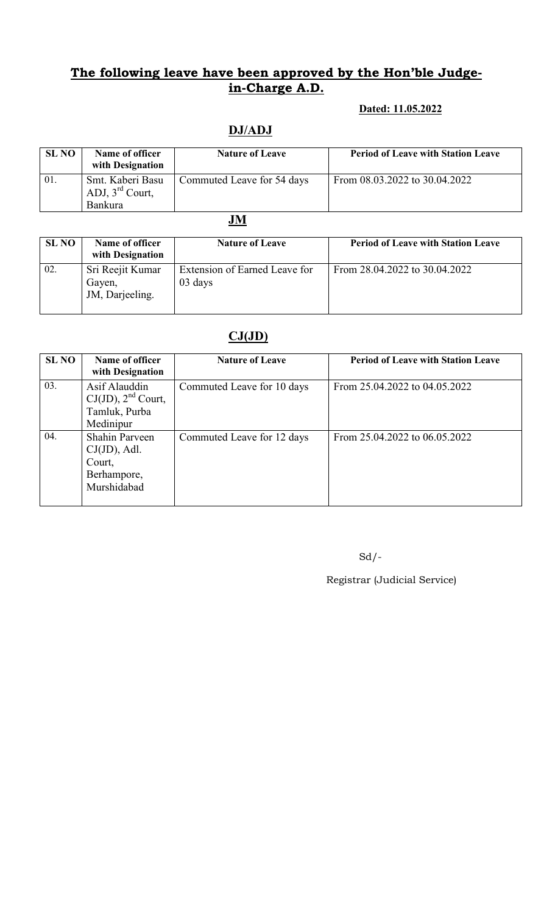## **The following leave have been approved by the Hon'ble Judge-in-Charge A.D.**

**Dated: 11.05.2022**

### **DJ/ADJ**

| SL NO | Name of officer with Designation | Nature of Leave | Period of Leave with Station Leave |
|---|---|---|---|
| 01. | Smt. Kaberi Basu ADJ, 3rd Court, Bankura | Commuted Leave for 54 days | From 08.03.2022 to 30.04.2022 |

### **JM**

| SL NO | Name of officer with Designation | Nature of Leave | Period of Leave with Station Leave |
|---|---|---|---|
| 02. | Sri Reejit Kumar Gayen, JM, Darjeeling. | Extension of Earned Leave for 03 days | From 28.04.2022 to 30.04.2022 |

### **CJ(JD)**

| SL NO | Name of officer with Designation | Nature of Leave | Period of Leave with Station Leave |
|---|---|---|---|
| 03. | Asif Alauddin CJ(JD), 2nd Court, Tamluk, Purba Medinipur | Commuted Leave for 10 days | From 25.04.2022 to 04.05.2022 |
| 04. | Shahin Parveen CJ(JD), Adl. Court, Berhampore, Murshidabad | Commuted Leave for 12 days | From 25.04.2022 to 06.05.2022 |

Sd/-

Registrar (Judicial Service)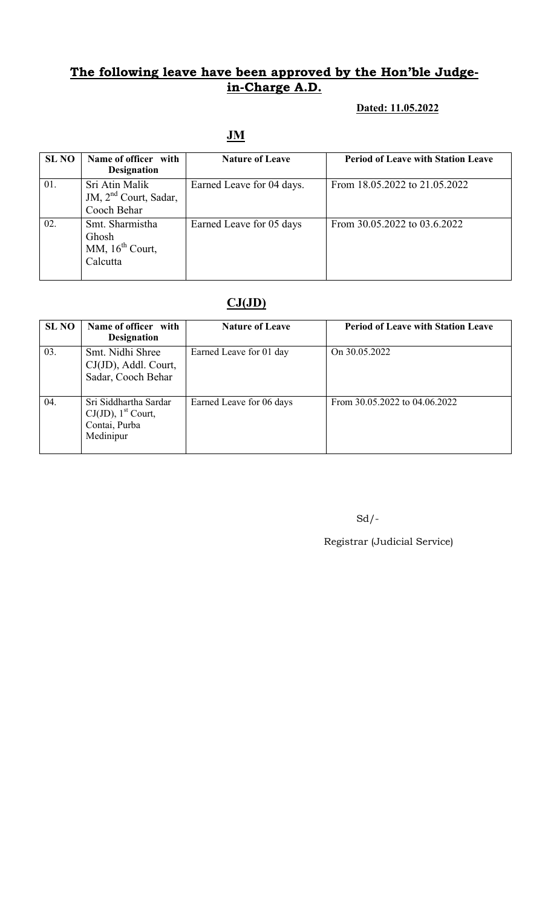## The following leave have been approved by the Hon'ble Judge-in-Charge A.D.

**Dated: 11.05.2022**

### JM

| SL NO | Name of officer with Designation | Nature of Leave | Period of Leave with Station Leave |
|---|---|---|---|
| 01. | Sri Atin Malik JM, 2nd Court, Sadar, Cooch Behar | Earned Leave for 04 days. | From 18.05.2022 to 21.05.2022 |
| 02. | Smt. Sharmistha Ghosh MM, 16th Court, Calcutta | Earned Leave for 05 days | From 30.05.2022 to 03.6.2022 |

### CJ(JD)

| SL NO | Name of officer with Designation | Nature of Leave | Period of Leave with Station Leave |
|---|---|---|---|
| 03. | Smt. Nidhi Shree CJ(JD), Addl. Court, Sadar, Cooch Behar | Earned Leave for 01 day | On 30.05.2022 |
| 04. | Sri Siddhartha Sardar CJ(JD), 1st Court, Contai, Purba Medinipur | Earned Leave for 06 days | From 30.05.2022 to 04.06.2022 |

Sd/-

Registrar (Judicial Service)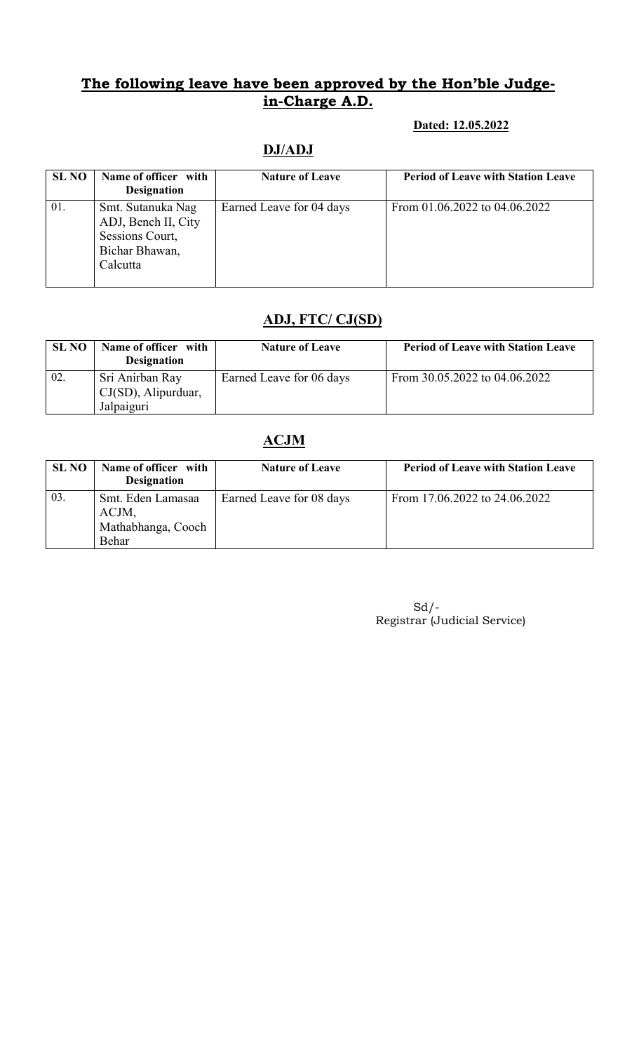## **The following leave have been approved by the Hon'ble Judge-in-Charge A.D.**

**Dated: 12.05.2022**

### **DJ/ADJ**

| SL NO | Name of officer with Designation | Nature of Leave | Period of Leave with Station Leave |
|---|---|---|---|
| 01. | Smt. Sutanuka Nag ADJ, Bench II, City Sessions Court, Bichar Bhawan, Calcutta | Earned Leave for 04 days | From 01.06.2022 to 04.06.2022 |

### **ADJ, FTC/ CJ(SD)**

| SL NO | Name of officer with Designation | Nature of Leave | Period of Leave with Station Leave |
|---|---|---|---|
| 02. | Sri Anirban Ray CJ(SD), Alipurduar, Jalpaiguri | Earned Leave for 06 days | From 30.05.2022 to 04.06.2022 |

### **ACJM**

| SL NO | Name of officer with Designation | Nature of Leave | Period of Leave with Station Leave |
|---|---|---|---|
| 03. | Smt. Eden Lamasaa ACJM, Mathabhanga, Cooch Behar | Earned Leave for 08 days | From 17.06.2022 to 24.06.2022 |

Sd/-
Registrar (Judicial Service)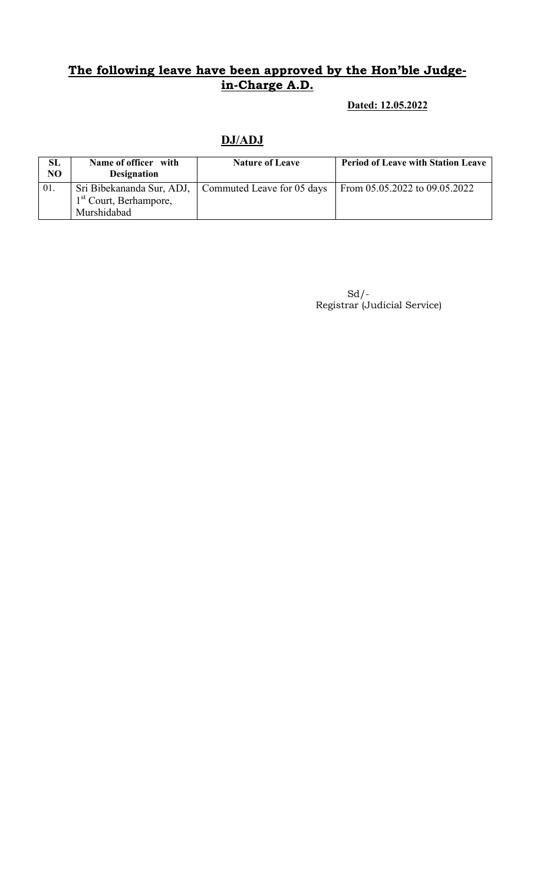## The following leave have been approved by the Hon'ble Judge-in-Charge A.D.

**Dated: 12.05.2022**

### DJ/ADJ

| SL NO | Name of officer with Designation | Nature of Leave | Period of Leave with Station Leave |
|---|---|---|---|
| 01. | Sri Bibekananda Sur, ADJ, 1st Court, Berhampore, Murshidabad | Commuted Leave for 05 days | From 05.05.2022 to 09.05.2022 |

Sd/-
Registrar (Judicial Service)